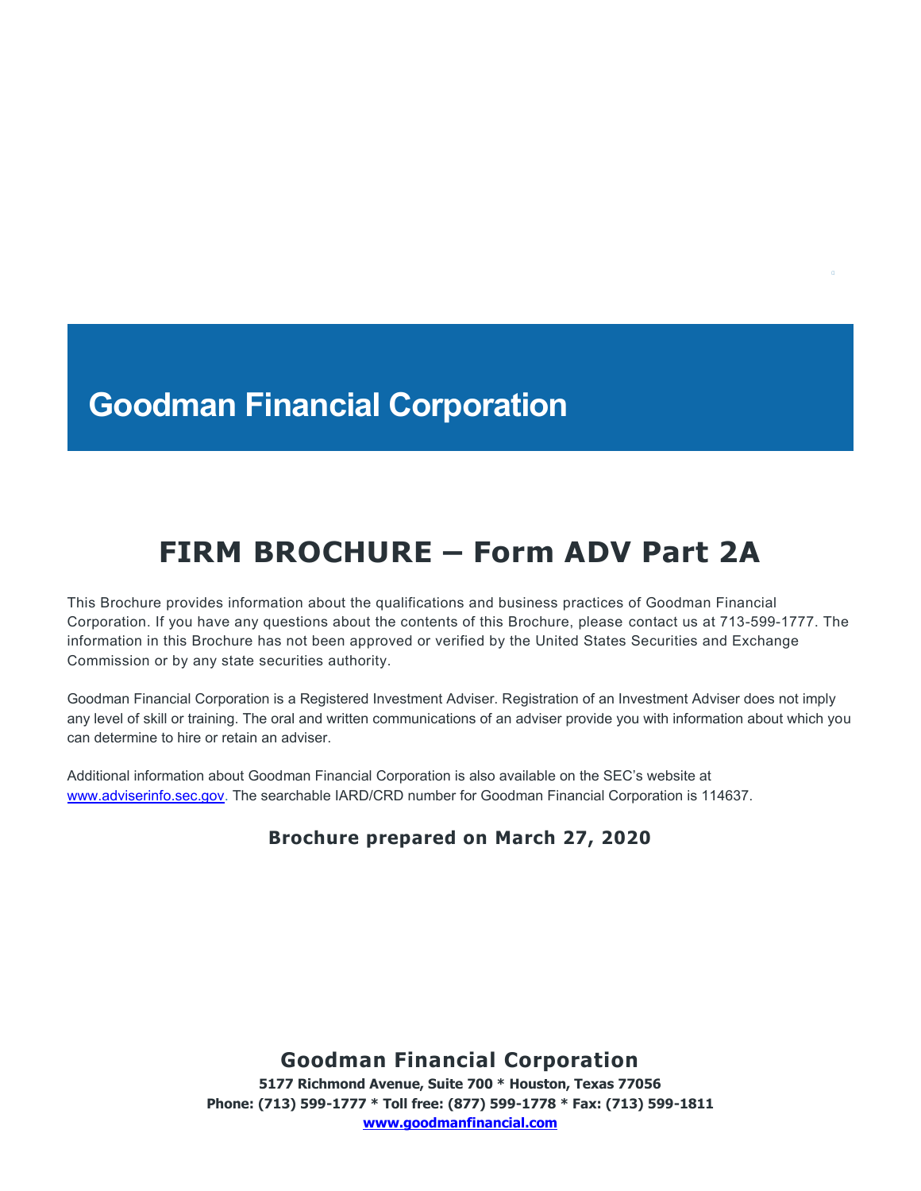# Goodman Financial Corporation

## FIRM BROCHURE – Form ADV Part 2A

This Brochure provides information about the qualifications and business practices of Goodman Financial Corporation. If you have any questions about the contents of this Brochure, please contact us at 713-599-1777. The information in this Brochure has not been approved or verified by the United States Securities and Exchange Commission or by any state securities authority.

Goodman Financial Corporation is a Registered Investment Adviser. Registration of an Investment Adviser does not imply any level of skill or training. The oral and written communications of an adviser provide you with information about which you can determine to hire or retain an adviser.

Additional information about Goodman Financial Corporation is also available on the SEC's website at www.adviserinfo.sec.gov. The searchable IARD/CRD number for Goodman Financial Corporation is 114637.

**Brochure prepared on March 27, 2020**

**Goodman Financial Corporation**

**5177 Richmond Avenue, Suite 700 * Houston, Texas 77056**
**Phone: (713) 599-1777 * Toll free: (877) 599-1778 * Fax: (713) 599-1811**
**www.goodmanfinancial.com**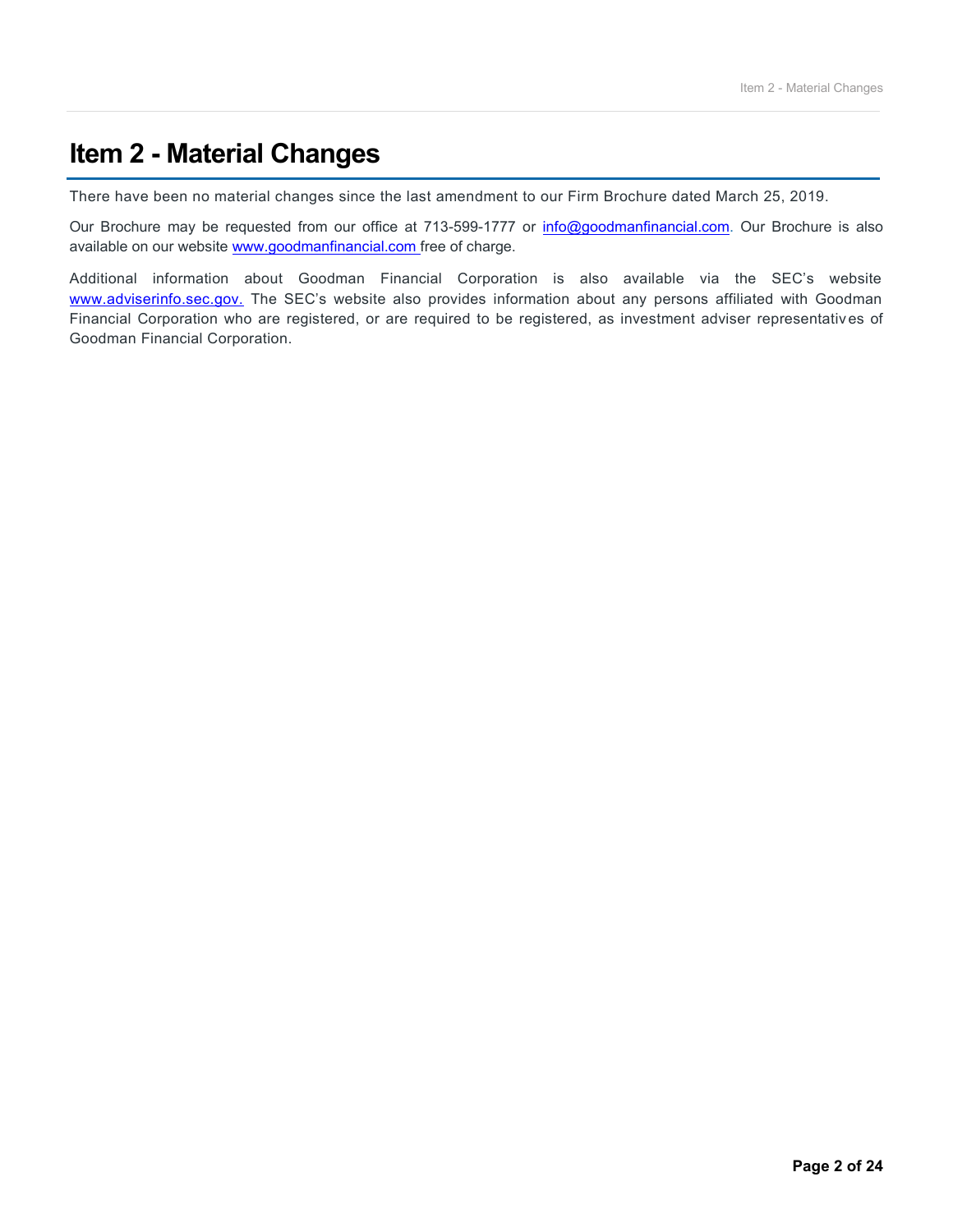# Item 2 - Material Changes

There have been no material changes since the last amendment to our Firm Brochure dated March 25, 2019.

Our Brochure may be requested from our office at 713-599-1777 or info@goodmanfinancial.com. Our Brochure is also available on our website www.goodmanfinancial.com free of charge.

Additional information about Goodman Financial Corporation is also available via the SEC's website www.adviserinfo.sec.gov. The SEC's website also provides information about any persons affiliated with Goodman Financial Corporation who are registered, or are required to be registered, as investment adviser representatives of Goodman Financial Corporation.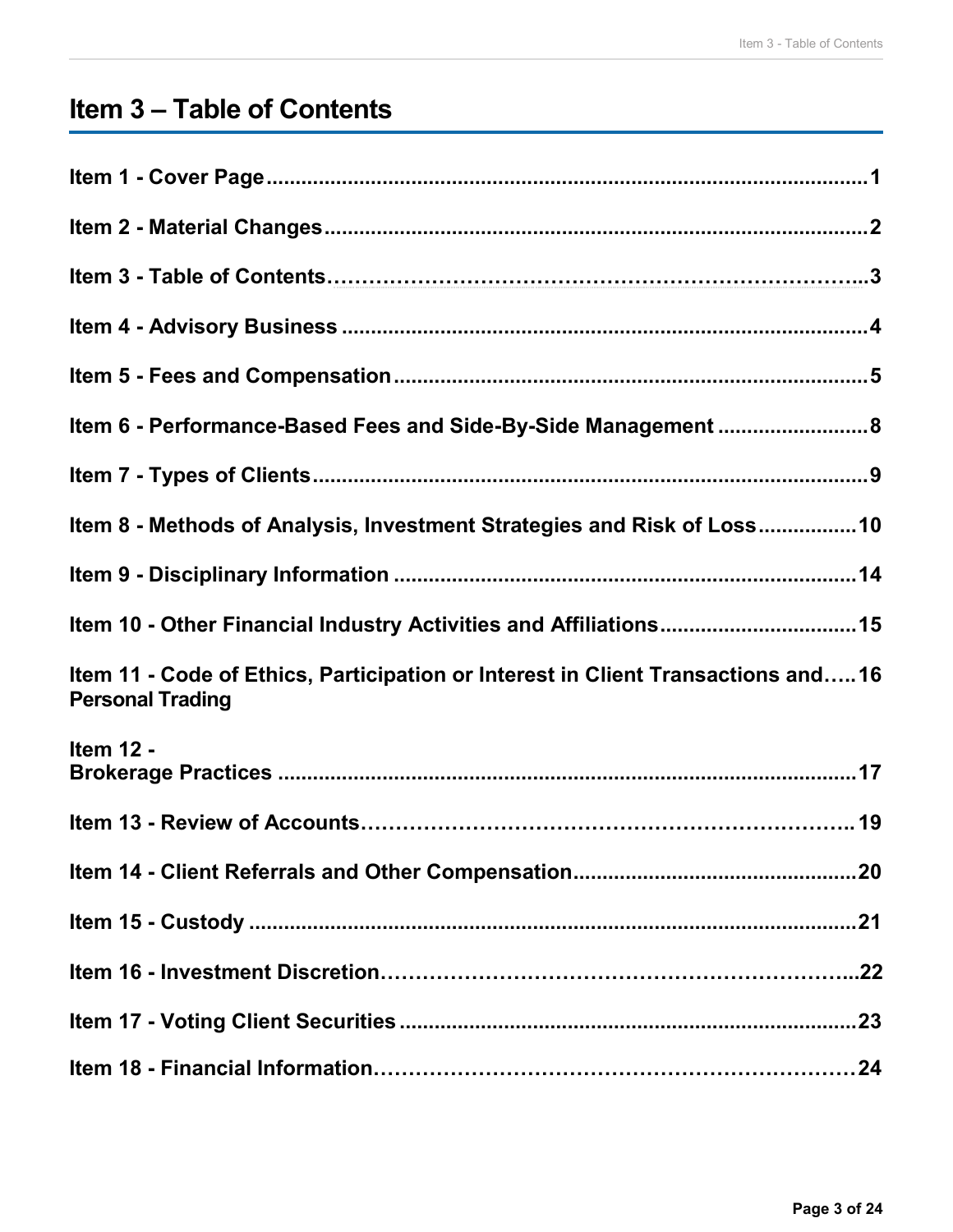# Item 3 – Table of Contents

**Item 1 - Cover Page**........................................................................................1

**Item 2 - Material Changes**...............................................................................2

**Item 3 - Table of Contents**…………………………………………………………...3

**Item 4 - Advisory Business**...............................................................................4

**Item 5 - Fees and Compensation**.....................................................................5

**Item 6 - Performance-Based Fees and Side-By-Side Management**..........................8

**Item 7 - Types of Clients**..................................................................................9

**Item 8 - Methods of Analysis, Investment Strategies and Risk of Loss**.................10

**Item 9 - Disciplinary Information**....................................................................14

**Item 10 - Other Financial Industry Activities and Affiliations**..............................15

**Item 11 - Code of Ethics, Participation or Interest in Client Transactions and Personal Trading**…..16

**Item 12 - Brokerage Practices**.........................................................................17

**Item 13 - Review of Accounts**………………………………………………………. 19

**Item 14 - Client Referrals and Other Compensation**..........................................20

**Item 15 - Custody**..........................................................................................21

**Item 16 - Investment Discretion**……………………………………………………...22

**Item 17 - Voting Client Securities**...................................................................23

**Item 18 - Financial Information**………………………………………………………24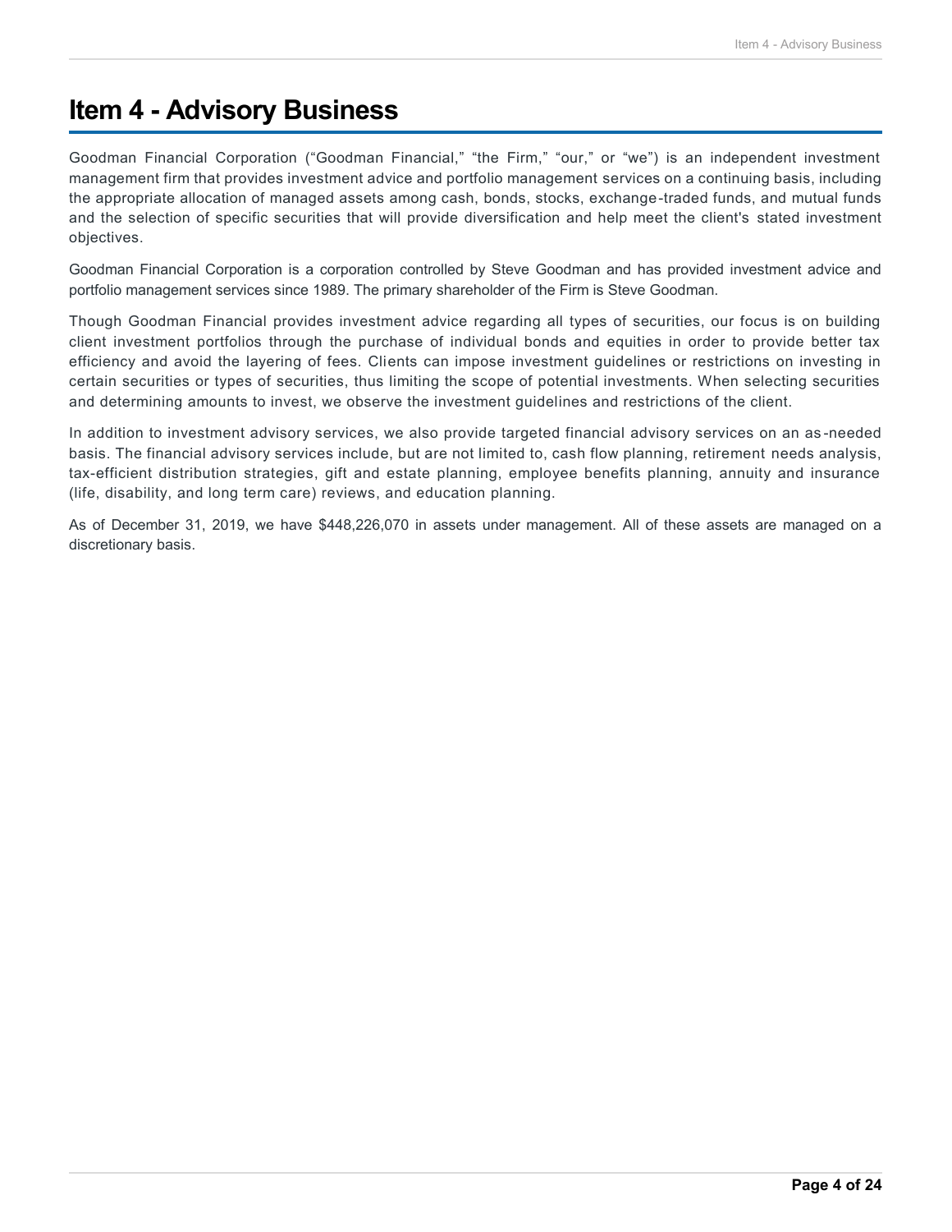# Item 4 - Advisory Business

Goodman Financial Corporation ("Goodman Financial," "the Firm," "our," or "we") is an independent investment management firm that provides investment advice and portfolio management services on a continuing basis, including the appropriate allocation of managed assets among cash, bonds, stocks, exchange-traded funds, and mutual funds and the selection of specific securities that will provide diversification and help meet the client's stated investment objectives.

Goodman Financial Corporation is a corporation controlled by Steve Goodman and has provided investment advice and portfolio management services since 1989. The primary shareholder of the Firm is Steve Goodman.

Though Goodman Financial provides investment advice regarding all types of securities, our focus is on building client investment portfolios through the purchase of individual bonds and equities in order to provide better tax efficiency and avoid the layering of fees. Clients can impose investment guidelines or restrictions on investing in certain securities or types of securities, thus limiting the scope of potential investments. When selecting securities and determining amounts to invest, we observe the investment guidelines and restrictions of the client.

In addition to investment advisory services, we also provide targeted financial advisory services on an as-needed basis. The financial advisory services include, but are not limited to, cash flow planning, retirement needs analysis, tax-efficient distribution strategies, gift and estate planning, employee benefits planning, annuity and insurance (life, disability, and long term care) reviews, and education planning.

As of December 31, 2019, we have $448,226,070 in assets under management. All of these assets are managed on a discretionary basis.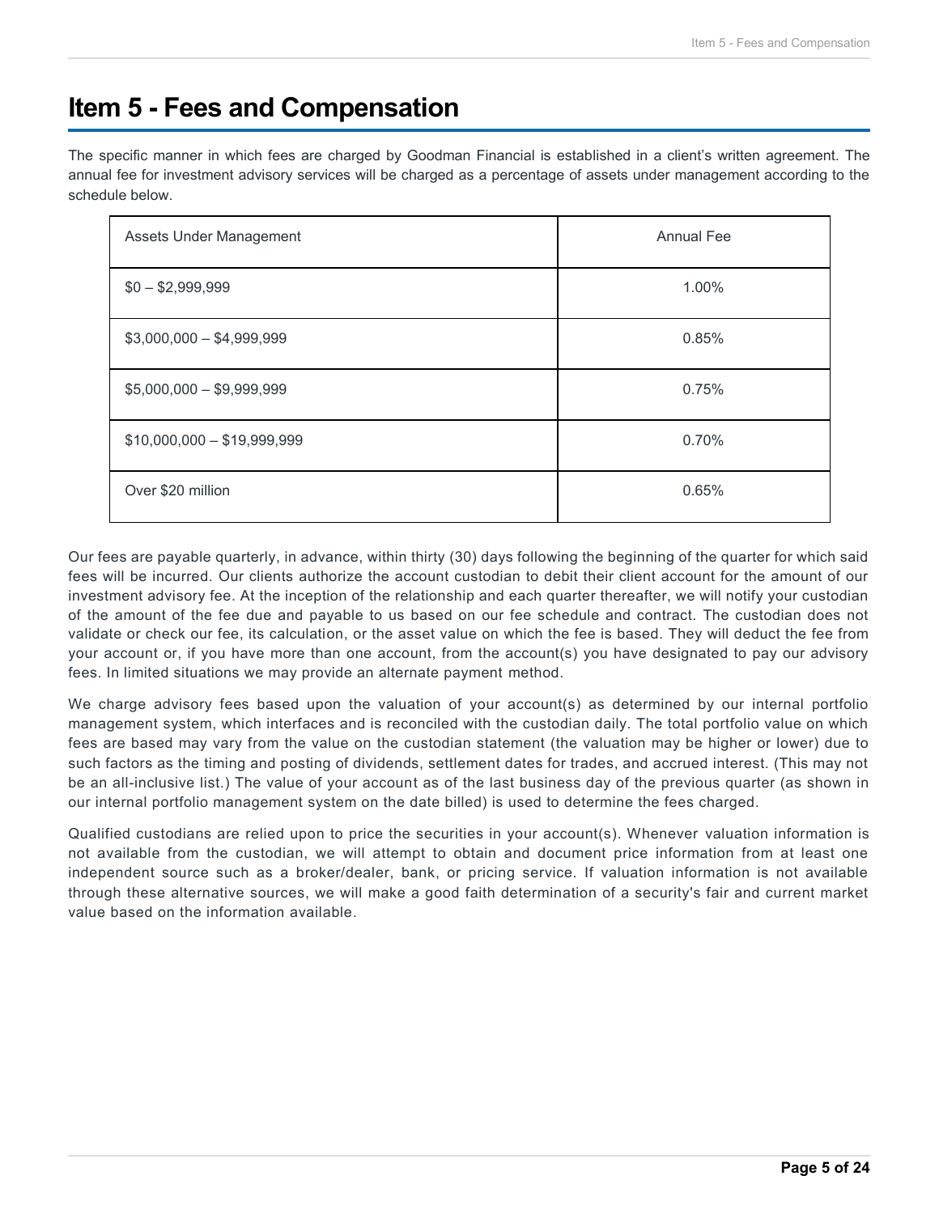# Item 5 - Fees and Compensation

The specific manner in which fees are charged by Goodman Financial is established in a client's written agreement. The annual fee for investment advisory services will be charged as a percentage of assets under management according to the schedule below.

| Assets Under Management | Annual Fee |
|---|---|
| $0 – $2,999,999 | 1.00% |
| $3,000,000 – $4,999,999 | 0.85% |
| $5,000,000 – $9,999,999 | 0.75% |
| $10,000,000 – $19,999,999 | 0.70% |
| Over $20 million | 0.65% |

Our fees are payable quarterly, in advance, within thirty (30) days following the beginning of the quarter for which said fees will be incurred. Our clients authorize the account custodian to debit their client account for the amount of our investment advisory fee. At the inception of the relationship and each quarter thereafter, we will notify your custodian of the amount of the fee due and payable to us based on our fee schedule and contract. The custodian does not validate or check our fee, its calculation, or the asset value on which the fee is based. They will deduct the fee from your account or, if you have more than one account, from the account(s) you have designated to pay our advisory fees. In limited situations we may provide an alternate payment method.

We charge advisory fees based upon the valuation of your account(s) as determined by our internal portfolio management system, which interfaces and is reconciled with the custodian daily. The total portfolio value on which fees are based may vary from the value on the custodian statement (the valuation may be higher or lower) due to such factors as the timing and posting of dividends, settlement dates for trades, and accrued interest. (This may not be an all-inclusive list.) The value of your account as of the last business day of the previous quarter (as shown in our internal portfolio management system on the date billed) is used to determine the fees charged.

Qualified custodians are relied upon to price the securities in your account(s). Whenever valuation information is not available from the custodian, we will attempt to obtain and document price information from at least one independent source such as a broker/dealer, bank, or pricing service. If valuation information is not available through these alternative sources, we will make a good faith determination of a security's fair and current market value based on the information available.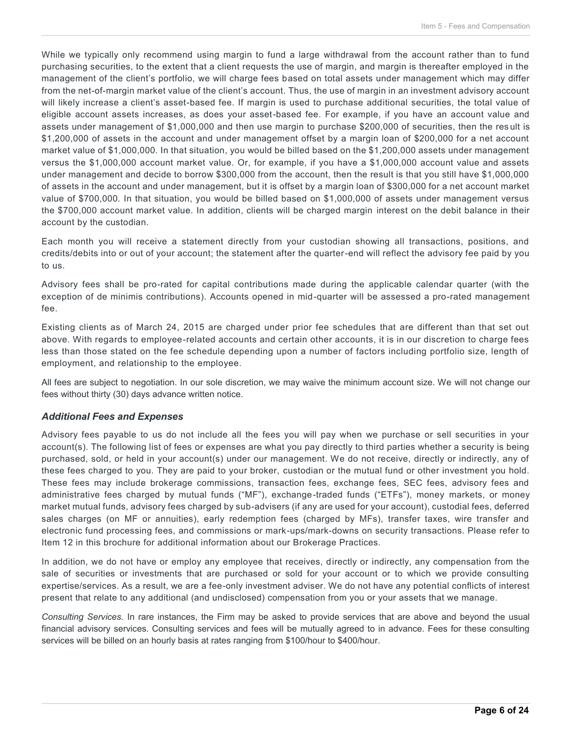While we typically only recommend using margin to fund a large withdrawal from the account rather than to fund purchasing securities, to the extent that a client requests the use of margin, and margin is thereafter employed in the management of the client's portfolio, we will charge fees based on total assets under management which may differ from the net-of-margin market value of the client's account. Thus, the use of margin in an investment advisory account will likely increase a client's asset-based fee. If margin is used to purchase additional securities, the total value of eligible account assets increases, as does your asset-based fee. For example, if you have an account value and assets under management of $1,000,000 and then use margin to purchase $200,000 of securities, then the result is $1,200,000 of assets in the account and under management offset by a margin loan of $200,000 for a net account market value of $1,000,000. In that situation, you would be billed based on the $1,200,000 assets under management versus the $1,000,000 account market value. Or, for example, if you have a $1,000,000 account value and assets under management and decide to borrow $300,000 from the account, then the result is that you still have $1,000,000 of assets in the account and under management, but it is offset by a margin loan of $300,000 for a net account market value of $700,000. In that situation, you would be billed based on $1,000,000 of assets under management versus the $700,000 account market value. In addition, clients will be charged margin interest on the debit balance in their account by the custodian.

Each month you will receive a statement directly from your custodian showing all transactions, positions, and credits/debits into or out of your account; the statement after the quarter-end will reflect the advisory fee paid by you to us.

Advisory fees shall be pro-rated for capital contributions made during the applicable calendar quarter (with the exception of de minimis contributions). Accounts opened in mid-quarter will be assessed a pro-rated management fee.

Existing clients as of March 24, 2015 are charged under prior fee schedules that are different than that set out above. With regards to employee-related accounts and certain other accounts, it is in our discretion to charge fees less than those stated on the fee schedule depending upon a number of factors including portfolio size, length of employment, and relationship to the employee.

All fees are subject to negotiation. In our sole discretion, we may waive the minimum account size. We will not change our fees without thirty (30) days advance written notice.

### *Additional Fees and Expenses*

Advisory fees payable to us do not include all the fees you will pay when we purchase or sell securities in your account(s). The following list of fees or expenses are what you pay directly to third parties whether a security is being purchased, sold, or held in your account(s) under our management. We do not receive, directly or indirectly, any of these fees charged to you. They are paid to your broker, custodian or the mutual fund or other investment you hold. These fees may include brokerage commissions, transaction fees, exchange fees, SEC fees, advisory fees and administrative fees charged by mutual funds ("MF"), exchange-traded funds ("ETFs"), money markets, or money market mutual funds, advisory fees charged by sub-advisers (if any are used for your account), custodial fees, deferred sales charges (on MF or annuities), early redemption fees (charged by MFs), transfer taxes, wire transfer and electronic fund processing fees, and commissions or mark-ups/mark-downs on security transactions. Please refer to Item 12 in this brochure for additional information about our Brokerage Practices.

In addition, we do not have or employ any employee that receives, directly or indirectly, any compensation from the sale of securities or investments that are purchased or sold for your account or to which we provide consulting expertise/services. As a result, we are a fee-only investment adviser. We do not have any potential conflicts of interest present that relate to any additional (and undisclosed) compensation from you or your assets that we manage.

*Consulting Services.* In rare instances, the Firm may be asked to provide services that are above and beyond the usual financial advisory services. Consulting services and fees will be mutually agreed to in advance. Fees for these consulting services will be billed on an hourly basis at rates ranging from $100/hour to $400/hour.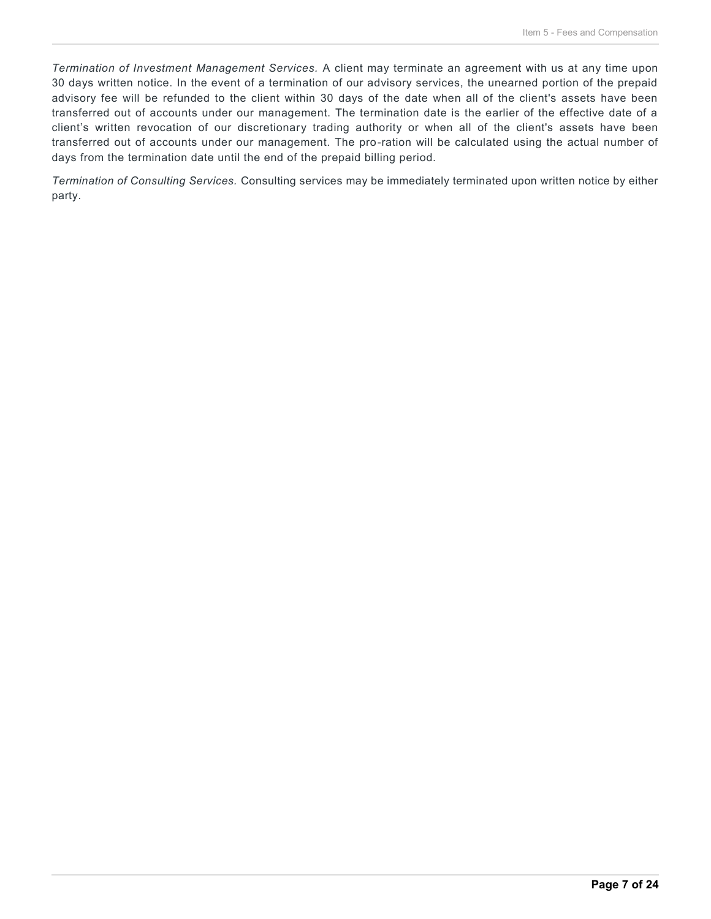*Termination of Investment Management Services.* A client may terminate an agreement with us at any time upon 30 days written notice. In the event of a termination of our advisory services, the unearned portion of the prepaid advisory fee will be refunded to the client within 30 days of the date when all of the client's assets have been transferred out of accounts under our management. The termination date is the earlier of the effective date of a client's written revocation of our discretionary trading authority or when all of the client's assets have been transferred out of accounts under our management. The pro-ration will be calculated using the actual number of days from the termination date until the end of the prepaid billing period.

*Termination of Consulting Services.* Consulting services may be immediately terminated upon written notice by either party.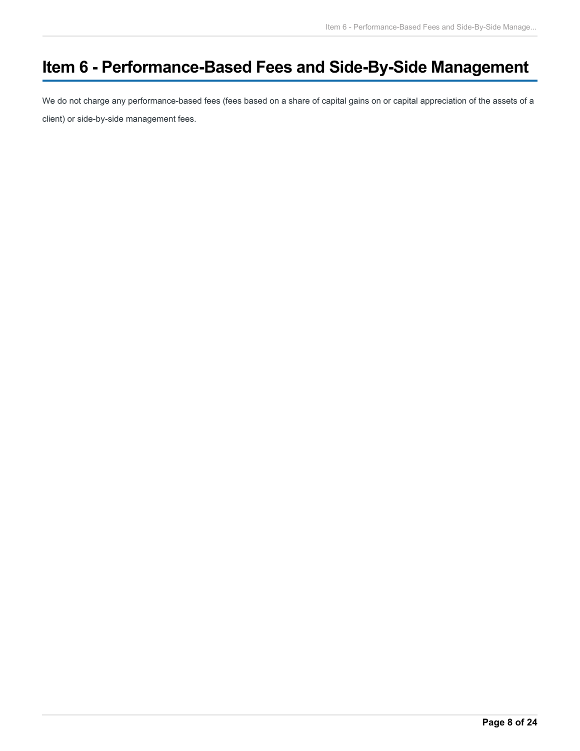# Item 6 - Performance-Based Fees and Side-By-Side Management

We do not charge any performance-based fees (fees based on a share of capital gains on or capital appreciation of the assets of a client) or side-by-side management fees.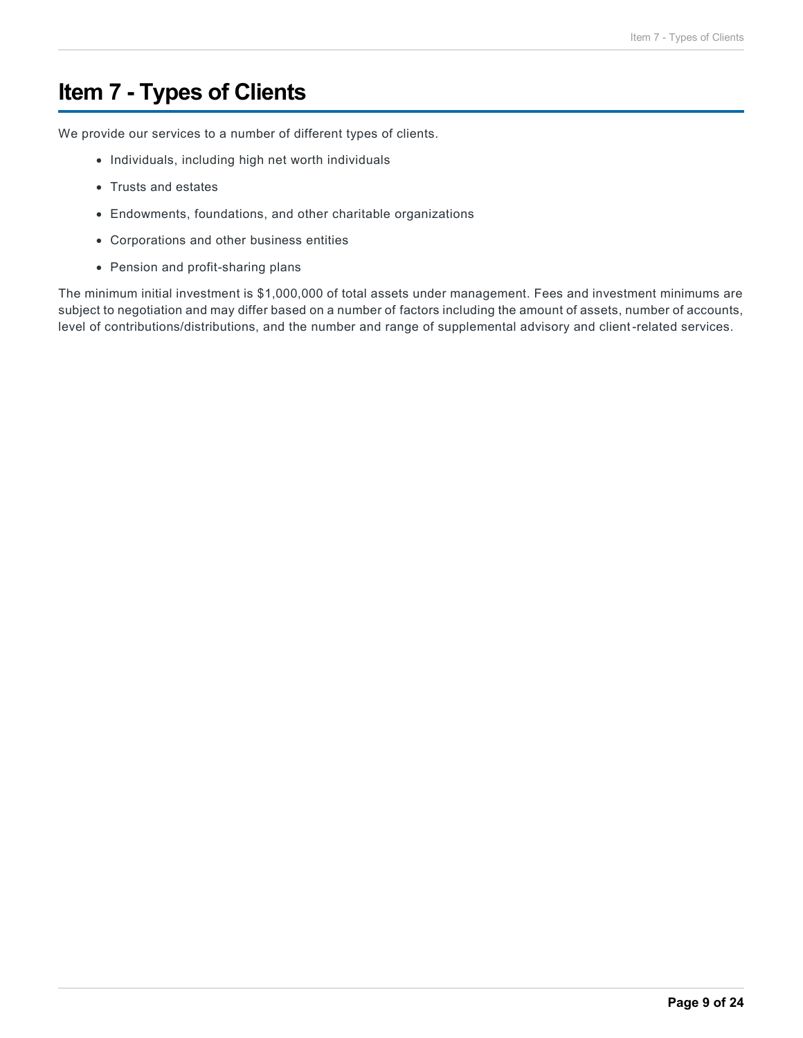# Item 7 - Types of Clients

We provide our services to a number of different types of clients.

- Individuals, including high net worth individuals
- Trusts and estates
- Endowments, foundations, and other charitable organizations
- Corporations and other business entities
- Pension and profit-sharing plans

The minimum initial investment is $1,000,000 of total assets under management. Fees and investment minimums are subject to negotiation and may differ based on a number of factors including the amount of assets, number of accounts, level of contributions/distributions, and the number and range of supplemental advisory and client-related services.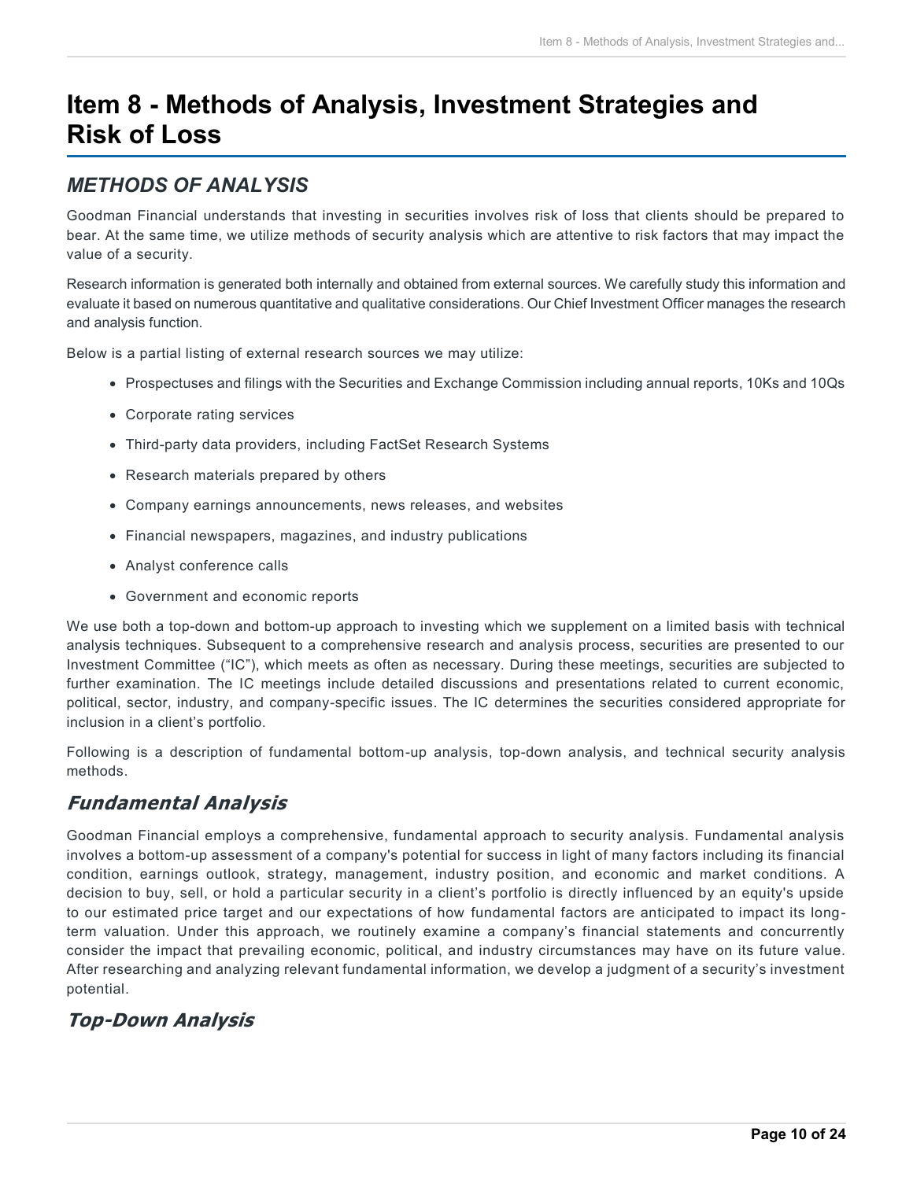# Item 8 - Methods of Analysis, Investment Strategies and Risk of Loss

## *METHODS OF ANALYSIS*

Goodman Financial understands that investing in securities involves risk of loss that clients should be prepared to bear. At the same time, we utilize methods of security analysis which are attentive to risk factors that may impact the value of a security.

Research information is generated both internally and obtained from external sources. We carefully study this information and evaluate it based on numerous quantitative and qualitative considerations. Our Chief Investment Officer manages the research and analysis function.

Below is a partial listing of external research sources we may utilize:

- Prospectuses and filings with the Securities and Exchange Commission including annual reports, 10Ks and 10Qs
- Corporate rating services
- Third-party data providers, including FactSet Research Systems
- Research materials prepared by others
- Company earnings announcements, news releases, and websites
- Financial newspapers, magazines, and industry publications
- Analyst conference calls
- Government and economic reports

We use both a top-down and bottom-up approach to investing which we supplement on a limited basis with technical analysis techniques. Subsequent to a comprehensive research and analysis process, securities are presented to our Investment Committee ("IC"), which meets as often as necessary. During these meetings, securities are subjected to further examination. The IC meetings include detailed discussions and presentations related to current economic, political, sector, industry, and company-specific issues. The IC determines the securities considered appropriate for inclusion in a client's portfolio.

Following is a description of fundamental bottom-up analysis, top-down analysis, and technical security analysis methods.

### *Fundamental Analysis*

Goodman Financial employs a comprehensive, fundamental approach to security analysis. Fundamental analysis involves a bottom-up assessment of a company's potential for success in light of many factors including its financial condition, earnings outlook, strategy, management, industry position, and economic and market conditions. A decision to buy, sell, or hold a particular security in a client's portfolio is directly influenced by an equity's upside to our estimated price target and our expectations of how fundamental factors are anticipated to impact its long-term valuation. Under this approach, we routinely examine a company's financial statements and concurrently consider the impact that prevailing economic, political, and industry circumstances may have on its future value. After researching and analyzing relevant fundamental information, we develop a judgment of a security's investment potential.

### *Top-Down Analysis*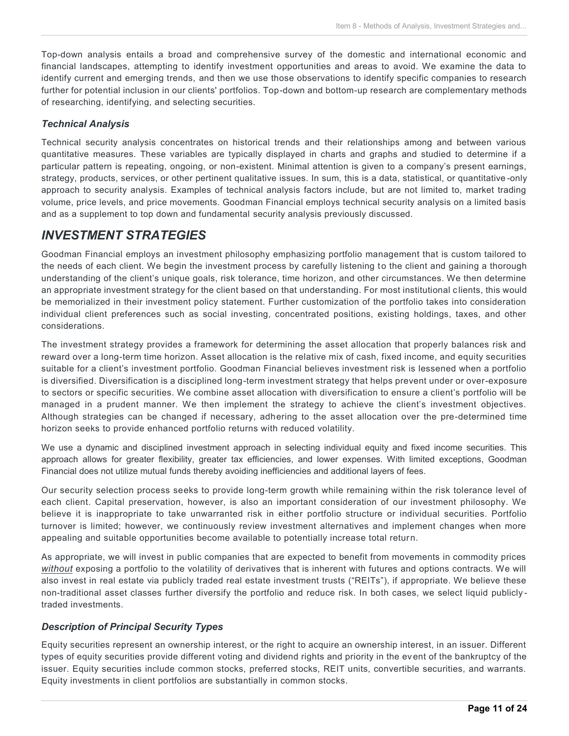Top-down analysis entails a broad and comprehensive survey of the domestic and international economic and financial landscapes, attempting to identify investment opportunities and areas to avoid. We examine the data to identify current and emerging trends, and then we use those observations to identify specific companies to research further for potential inclusion in our clients' portfolios. Top-down and bottom-up research are complementary methods of researching, identifying, and selecting securities.

### *Technical Analysis*

Technical security analysis concentrates on historical trends and their relationships among and between various quantitative measures. These variables are typically displayed in charts and graphs and studied to determine if a particular pattern is repeating, ongoing, or non-existent. Minimal attention is given to a company's present earnings, strategy, products, services, or other pertinent qualitative issues. In sum, this is a data, statistical, or quantitative-only approach to security analysis. Examples of technical analysis factors include, but are not limited to, market trading volume, price levels, and price movements. Goodman Financial employs technical security analysis on a limited basis and as a supplement to top down and fundamental security analysis previously discussed.

## *INVESTMENT STRATEGIES*

Goodman Financial employs an investment philosophy emphasizing portfolio management that is custom tailored to the needs of each client. We begin the investment process by carefully listening to the client and gaining a thorough understanding of the client's unique goals, risk tolerance, time horizon, and other circumstances. We then determine an appropriate investment strategy for the client based on that understanding. For most institutional clients, this would be memorialized in their investment policy statement. Further customization of the portfolio takes into consideration individual client preferences such as social investing, concentrated positions, existing holdings, taxes, and other considerations.

The investment strategy provides a framework for determining the asset allocation that properly balances risk and reward over a long-term time horizon. Asset allocation is the relative mix of cash, fixed income, and equity securities suitable for a client's investment portfolio. Goodman Financial believes investment risk is lessened when a portfolio is diversified. Diversification is a disciplined long-term investment strategy that helps prevent under or over-exposure to sectors or specific securities. We combine asset allocation with diversification to ensure a client's portfolio will be managed in a prudent manner. We then implement the strategy to achieve the client's investment objectives. Although strategies can be changed if necessary, adhering to the asset allocation over the pre-determined time horizon seeks to provide enhanced portfolio returns with reduced volatility.

We use a dynamic and disciplined investment approach in selecting individual equity and fixed income securities. This approach allows for greater flexibility, greater tax efficiencies, and lower expenses. With limited exceptions, Goodman Financial does not utilize mutual funds thereby avoiding inefficiencies and additional layers of fees.

Our security selection process seeks to provide long-term growth while remaining within the risk tolerance level of each client. Capital preservation, however, is also an important consideration of our investment philosophy. We believe it is inappropriate to take unwarranted risk in either portfolio structure or individual securities. Portfolio turnover is limited; however, we continuously review investment alternatives and implement changes when more appealing and suitable opportunities become available to potentially increase total return.

As appropriate, we will invest in public companies that are expected to benefit from movements in commodity prices <u>*without*</u> exposing a portfolio to the volatility of derivatives that is inherent with futures and options contracts. We will also invest in real estate via publicly traded real estate investment trusts ("REITs"), if appropriate. We believe these non-traditional asset classes further diversify the portfolio and reduce risk. In both cases, we select liquid publicly-traded investments.

### *Description of Principal Security Types*

Equity securities represent an ownership interest, or the right to acquire an ownership interest, in an issuer. Different types of equity securities provide different voting and dividend rights and priority in the event of the bankruptcy of the issuer. Equity securities include common stocks, preferred stocks, REIT units, convertible securities, and warrants. Equity investments in client portfolios are substantially in common stocks.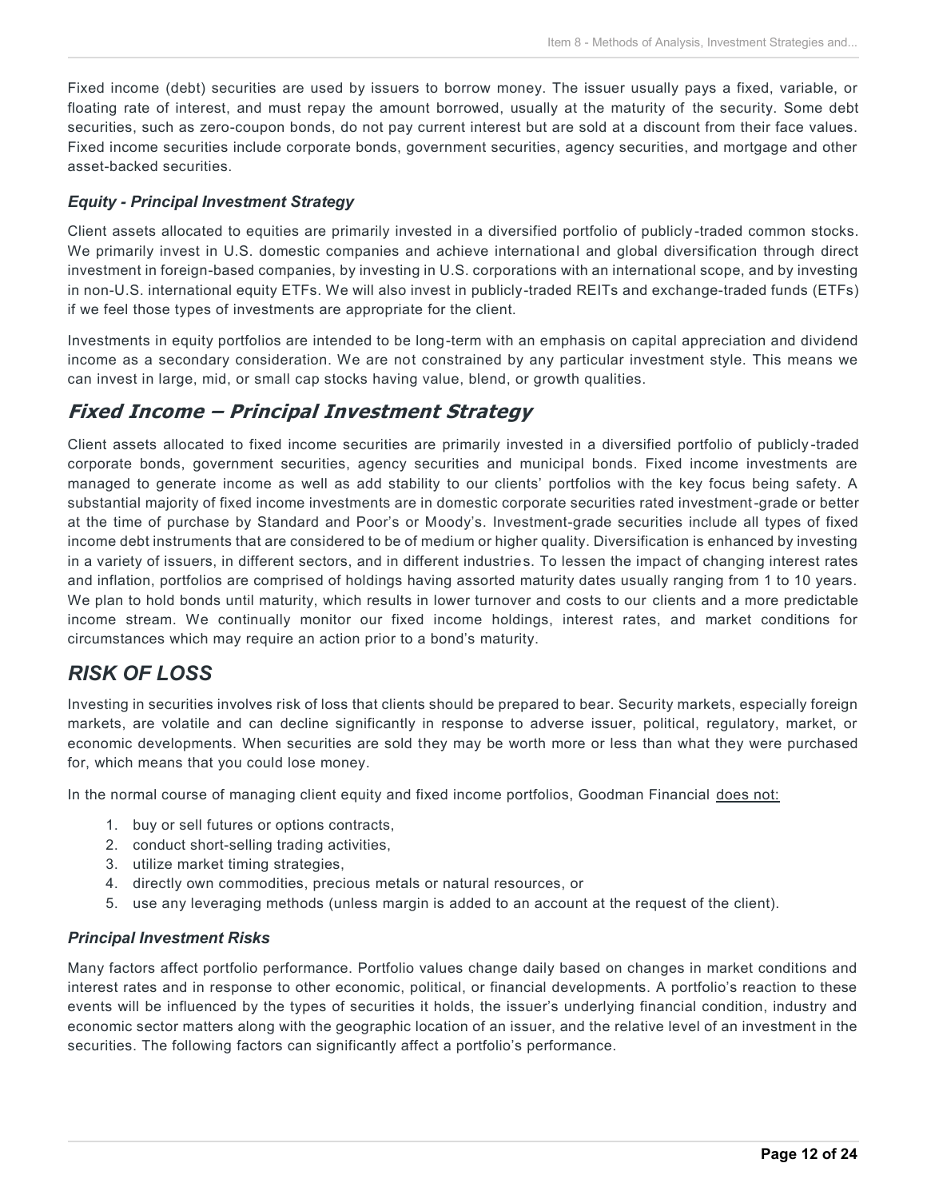Fixed income (debt) securities are used by issuers to borrow money. The issuer usually pays a fixed, variable, or floating rate of interest, and must repay the amount borrowed, usually at the maturity of the security. Some debt securities, such as zero-coupon bonds, do not pay current interest but are sold at a discount from their face values. Fixed income securities include corporate bonds, government securities, agency securities, and mortgage and other asset-backed securities.

### *Equity - Principal Investment Strategy*

Client assets allocated to equities are primarily invested in a diversified portfolio of publicly-traded common stocks. We primarily invest in U.S. domestic companies and achieve international and global diversification through direct investment in foreign-based companies, by investing in U.S. corporations with an international scope, and by investing in non-U.S. international equity ETFs. We will also invest in publicly-traded REITs and exchange-traded funds (ETFs) if we feel those types of investments are appropriate for the client.

Investments in equity portfolios are intended to be long-term with an emphasis on capital appreciation and dividend income as a secondary consideration. We are not constrained by any particular investment style. This means we can invest in large, mid, or small cap stocks having value, blend, or growth qualities.

## *Fixed Income – Principal Investment Strategy*

Client assets allocated to fixed income securities are primarily invested in a diversified portfolio of publicly-traded corporate bonds, government securities, agency securities and municipal bonds. Fixed income investments are managed to generate income as well as add stability to our clients' portfolios with the key focus being safety. A substantial majority of fixed income investments are in domestic corporate securities rated investment-grade or better at the time of purchase by Standard and Poor's or Moody's. Investment-grade securities include all types of fixed income debt instruments that are considered to be of medium or higher quality. Diversification is enhanced by investing in a variety of issuers, in different sectors, and in different industries. To lessen the impact of changing interest rates and inflation, portfolios are comprised of holdings having assorted maturity dates usually ranging from 1 to 10 years. We plan to hold bonds until maturity, which results in lower turnover and costs to our clients and a more predictable income stream. We continually monitor our fixed income holdings, interest rates, and market conditions for circumstances which may require an action prior to a bond's maturity.

## *RISK OF LOSS*

Investing in securities involves risk of loss that clients should be prepared to bear. Security markets, especially foreign markets, are volatile and can decline significantly in response to adverse issuer, political, regulatory, market, or economic developments. When securities are sold they may be worth more or less than what they were purchased for, which means that you could lose money.

In the normal course of managing client equity and fixed income portfolios, Goodman Financial <u>does not:</u>

1. buy or sell futures or options contracts,
2. conduct short-selling trading activities,
3. utilize market timing strategies,
4. directly own commodities, precious metals or natural resources, or
5. use any leveraging methods (unless margin is added to an account at the request of the client).

### *Principal Investment Risks*

Many factors affect portfolio performance. Portfolio values change daily based on changes in market conditions and interest rates and in response to other economic, political, or financial developments. A portfolio's reaction to these events will be influenced by the types of securities it holds, the issuer's underlying financial condition, industry and economic sector matters along with the geographic location of an issuer, and the relative level of an investment in the securities. The following factors can significantly affect a portfolio's performance.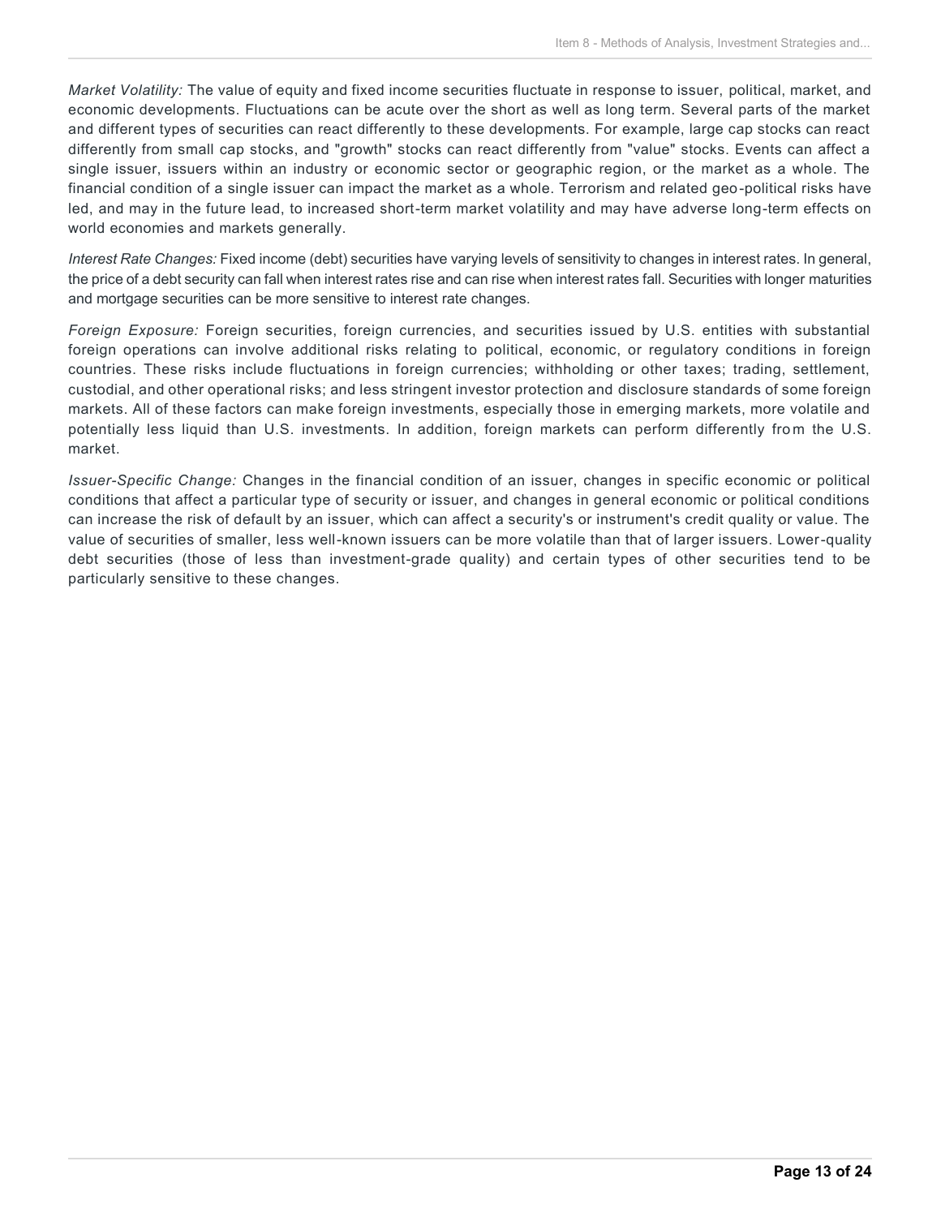*Market Volatility:* The value of equity and fixed income securities fluctuate in response to issuer, political, market, and economic developments. Fluctuations can be acute over the short as well as long term. Several parts of the market and different types of securities can react differently to these developments. For example, large cap stocks can react differently from small cap stocks, and "growth" stocks can react differently from "value" stocks. Events can affect a single issuer, issuers within an industry or economic sector or geographic region, or the market as a whole. The financial condition of a single issuer can impact the market as a whole. Terrorism and related geo-political risks have led, and may in the future lead, to increased short-term market volatility and may have adverse long-term effects on world economies and markets generally.

*Interest Rate Changes:* Fixed income (debt) securities have varying levels of sensitivity to changes in interest rates. In general, the price of a debt security can fall when interest rates rise and can rise when interest rates fall. Securities with longer maturities and mortgage securities can be more sensitive to interest rate changes.

*Foreign Exposure:* Foreign securities, foreign currencies, and securities issued by U.S. entities with substantial foreign operations can involve additional risks relating to political, economic, or regulatory conditions in foreign countries. These risks include fluctuations in foreign currencies; withholding or other taxes; trading, settlement, custodial, and other operational risks; and less stringent investor protection and disclosure standards of some foreign markets. All of these factors can make foreign investments, especially those in emerging markets, more volatile and potentially less liquid than U.S. investments. In addition, foreign markets can perform differently from the U.S. market.

*Issuer-Specific Change:* Changes in the financial condition of an issuer, changes in specific economic or political conditions that affect a particular type of security or issuer, and changes in general economic or political conditions can increase the risk of default by an issuer, which can affect a security's or instrument's credit quality or value. The value of securities of smaller, less well-known issuers can be more volatile than that of larger issuers. Lower-quality debt securities (those of less than investment-grade quality) and certain types of other securities tend to be particularly sensitive to these changes.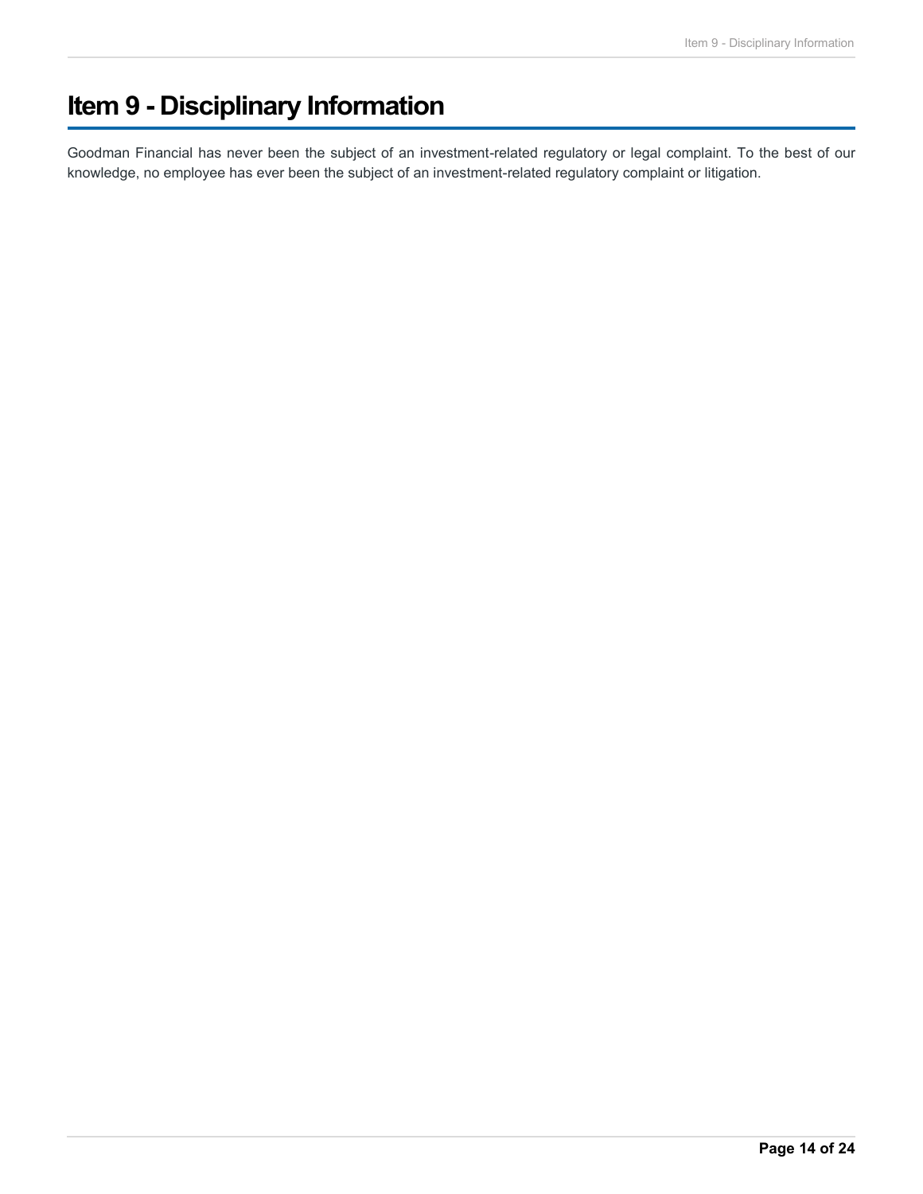# Item 9 - Disciplinary Information

Goodman Financial has never been the subject of an investment-related regulatory or legal complaint. To the best of our knowledge, no employee has ever been the subject of an investment-related regulatory complaint or litigation.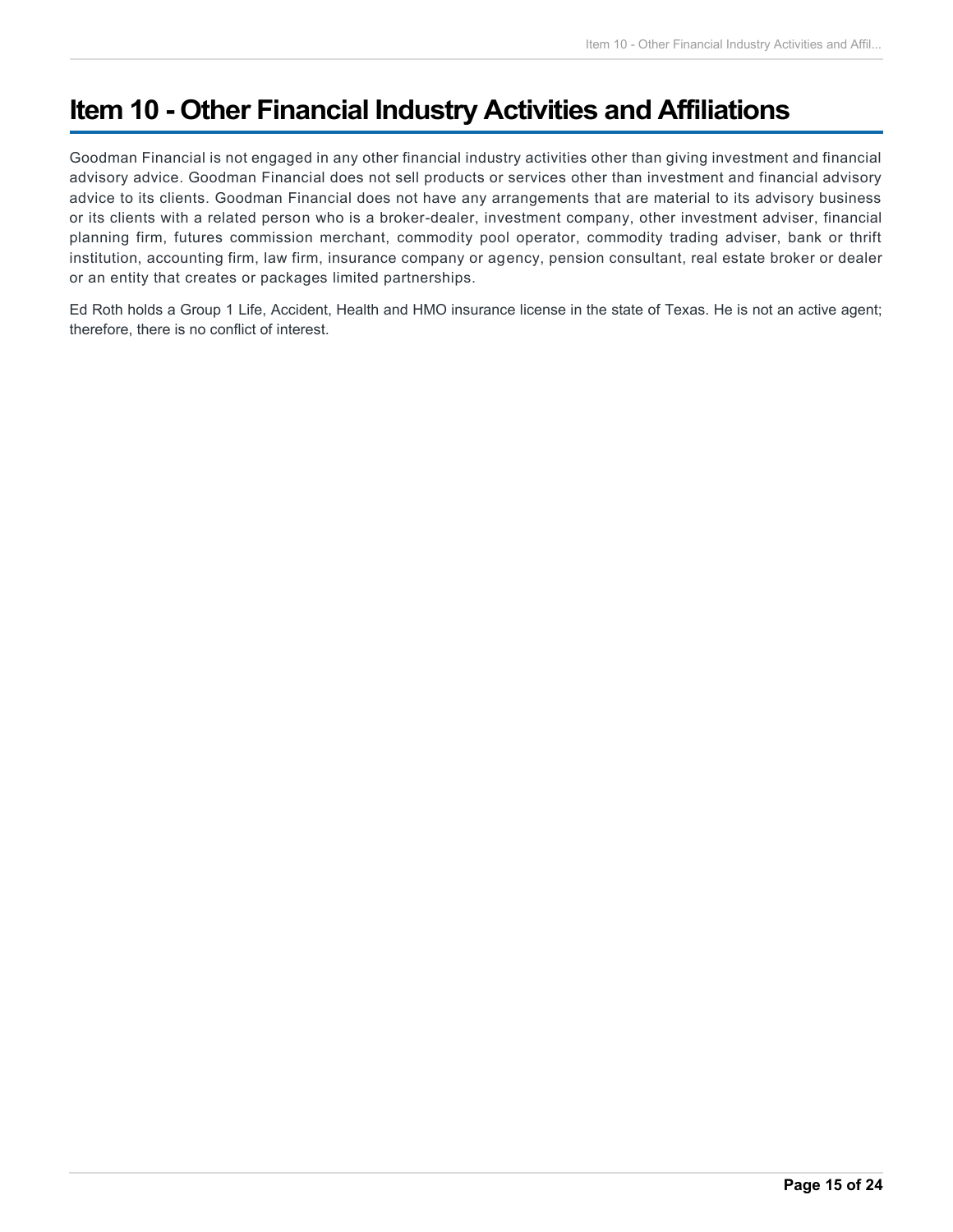# Item 10 - Other Financial Industry Activities and Affiliations

Goodman Financial is not engaged in any other financial industry activities other than giving investment and financial advisory advice. Goodman Financial does not sell products or services other than investment and financial advisory advice to its clients. Goodman Financial does not have any arrangements that are material to its advisory business or its clients with a related person who is a broker-dealer, investment company, other investment adviser, financial planning firm, futures commission merchant, commodity pool operator, commodity trading adviser, bank or thrift institution, accounting firm, law firm, insurance company or agency, pension consultant, real estate broker or dealer or an entity that creates or packages limited partnerships.

Ed Roth holds a Group 1 Life, Accident, Health and HMO insurance license in the state of Texas. He is not an active agent; therefore, there is no conflict of interest.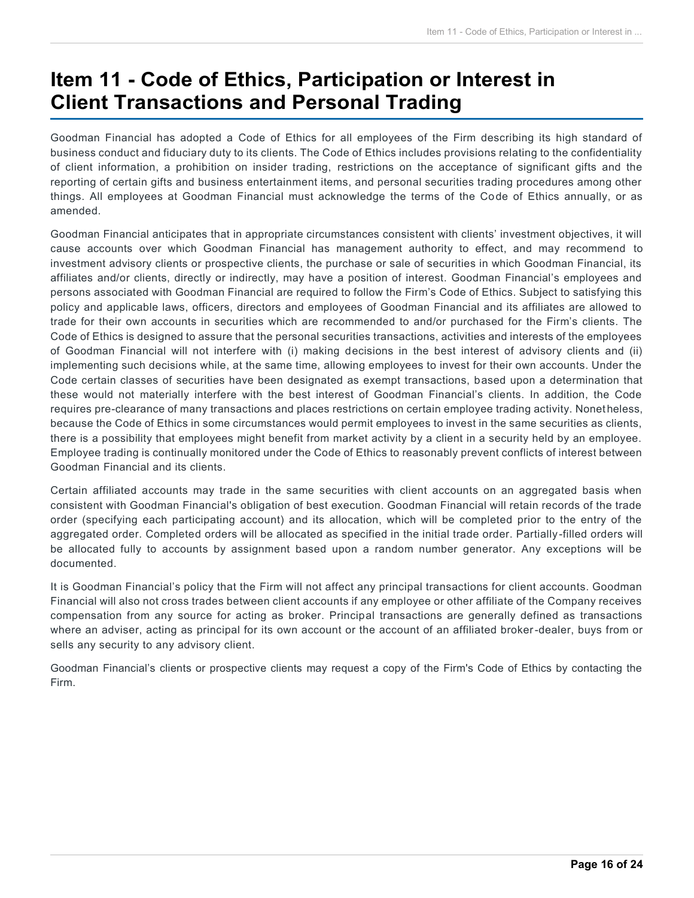# Item 11 - Code of Ethics, Participation or Interest in Client Transactions and Personal Trading

Goodman Financial has adopted a Code of Ethics for all employees of the Firm describing its high standard of business conduct and fiduciary duty to its clients. The Code of Ethics includes provisions relating to the confidentiality of client information, a prohibition on insider trading, restrictions on the acceptance of significant gifts and the reporting of certain gifts and business entertainment items, and personal securities trading procedures among other things. All employees at Goodman Financial must acknowledge the terms of the Code of Ethics annually, or as amended.

Goodman Financial anticipates that in appropriate circumstances consistent with clients' investment objectives, it will cause accounts over which Goodman Financial has management authority to effect, and may recommend to investment advisory clients or prospective clients, the purchase or sale of securities in which Goodman Financial, its affiliates and/or clients, directly or indirectly, may have a position of interest. Goodman Financial's employees and persons associated with Goodman Financial are required to follow the Firm's Code of Ethics. Subject to satisfying this policy and applicable laws, officers, directors and employees of Goodman Financial and its affiliates are allowed to trade for their own accounts in securities which are recommended to and/or purchased for the Firm's clients. The Code of Ethics is designed to assure that the personal securities transactions, activities and interests of the employees of Goodman Financial will not interfere with (i) making decisions in the best interest of advisory clients and (ii) implementing such decisions while, at the same time, allowing employees to invest for their own accounts. Under the Code certain classes of securities have been designated as exempt transactions, based upon a determination that these would not materially interfere with the best interest of Goodman Financial's clients. In addition, the Code requires pre-clearance of many transactions and places restrictions on certain employee trading activity. Nonetheless, because the Code of Ethics in some circumstances would permit employees to invest in the same securities as clients, there is a possibility that employees might benefit from market activity by a client in a security held by an employee. Employee trading is continually monitored under the Code of Ethics to reasonably prevent conflicts of interest between Goodman Financial and its clients.

Certain affiliated accounts may trade in the same securities with client accounts on an aggregated basis when consistent with Goodman Financial's obligation of best execution. Goodman Financial will retain records of the trade order (specifying each participating account) and its allocation, which will be completed prior to the entry of the aggregated order. Completed orders will be allocated as specified in the initial trade order. Partially-filled orders will be allocated fully to accounts by assignment based upon a random number generator. Any exceptions will be documented.

It is Goodman Financial's policy that the Firm will not affect any principal transactions for client accounts. Goodman Financial will also not cross trades between client accounts if any employee or other affiliate of the Company receives compensation from any source for acting as broker. Principal transactions are generally defined as transactions where an adviser, acting as principal for its own account or the account of an affiliated broker-dealer, buys from or sells any security to any advisory client.

Goodman Financial's clients or prospective clients may request a copy of the Firm's Code of Ethics by contacting the Firm.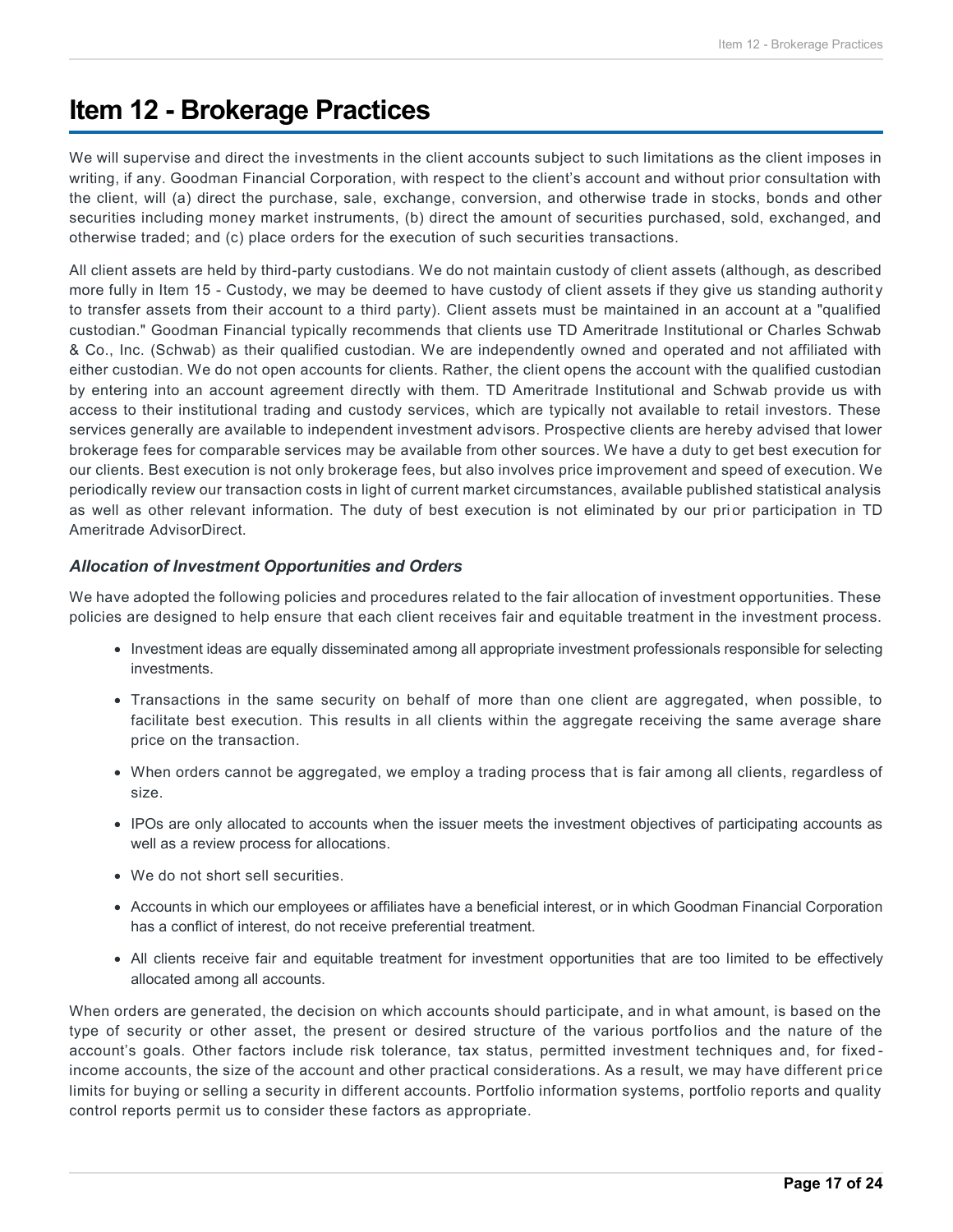# Item 12 - Brokerage Practices

We will supervise and direct the investments in the client accounts subject to such limitations as the client imposes in writing, if any. Goodman Financial Corporation, with respect to the client's account and without prior consultation with the client, will (a) direct the purchase, sale, exchange, conversion, and otherwise trade in stocks, bonds and other securities including money market instruments, (b) direct the amount of securities purchased, sold, exchanged, and otherwise traded; and (c) place orders for the execution of such securities transactions.

All client assets are held by third-party custodians. We do not maintain custody of client assets (although, as described more fully in Item 15 - Custody, we may be deemed to have custody of client assets if they give us standing authority to transfer assets from their account to a third party). Client assets must be maintained in an account at a "qualified custodian." Goodman Financial typically recommends that clients use TD Ameritrade Institutional or Charles Schwab & Co., Inc. (Schwab) as their qualified custodian. We are independently owned and operated and not affiliated with either custodian. We do not open accounts for clients. Rather, the client opens the account with the qualified custodian by entering into an account agreement directly with them. TD Ameritrade Institutional and Schwab provide us with access to their institutional trading and custody services, which are typically not available to retail investors. These services generally are available to independent investment advisors. Prospective clients are hereby advised that lower brokerage fees for comparable services may be available from other sources. We have a duty to get best execution for our clients. Best execution is not only brokerage fees, but also involves price improvement and speed of execution. We periodically review our transaction costs in light of current market circumstances, available published statistical analysis as well as other relevant information. The duty of best execution is not eliminated by our prior participation in TD Ameritrade AdvisorDirect.

### *Allocation of Investment Opportunities and Orders*

We have adopted the following policies and procedures related to the fair allocation of investment opportunities. These policies are designed to help ensure that each client receives fair and equitable treatment in the investment process.

- Investment ideas are equally disseminated among all appropriate investment professionals responsible for selecting investments.
- Transactions in the same security on behalf of more than one client are aggregated, when possible, to facilitate best execution. This results in all clients within the aggregate receiving the same average share price on the transaction.
- When orders cannot be aggregated, we employ a trading process that is fair among all clients, regardless of size.
- IPOs are only allocated to accounts when the issuer meets the investment objectives of participating accounts as well as a review process for allocations.
- We do not short sell securities.
- Accounts in which our employees or affiliates have a beneficial interest, or in which Goodman Financial Corporation has a conflict of interest, do not receive preferential treatment.
- All clients receive fair and equitable treatment for investment opportunities that are too limited to be effectively allocated among all accounts.

When orders are generated, the decision on which accounts should participate, and in what amount, is based on the type of security or other asset, the present or desired structure of the various portfolios and the nature of the account's goals. Other factors include risk tolerance, tax status, permitted investment techniques and, for fixed-income accounts, the size of the account and other practical considerations. As a result, we may have different price limits for buying or selling a security in different accounts. Portfolio information systems, portfolio reports and quality control reports permit us to consider these factors as appropriate.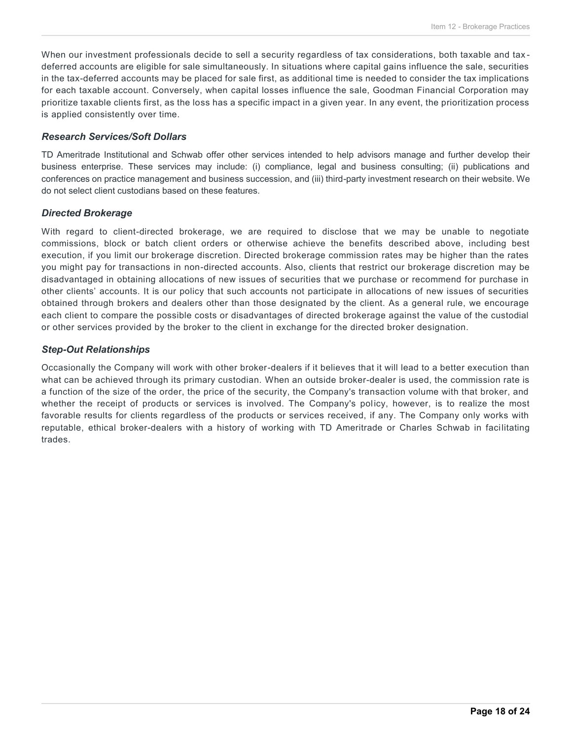When our investment professionals decide to sell a security regardless of tax considerations, both taxable and tax-deferred accounts are eligible for sale simultaneously. In situations where capital gains influence the sale, securities in the tax-deferred accounts may be placed for sale first, as additional time is needed to consider the tax implications for each taxable account. Conversely, when capital losses influence the sale, Goodman Financial Corporation may prioritize taxable clients first, as the loss has a specific impact in a given year. In any event, the prioritization process is applied consistently over time.

### *Research Services/Soft Dollars*

TD Ameritrade Institutional and Schwab offer other services intended to help advisors manage and further develop their business enterprise. These services may include: (i) compliance, legal and business consulting; (ii) publications and conferences on practice management and business succession, and (iii) third-party investment research on their website. We do not select client custodians based on these features.

### *Directed Brokerage*

With regard to client-directed brokerage, we are required to disclose that we may be unable to negotiate commissions, block or batch client orders or otherwise achieve the benefits described above, including best execution, if you limit our brokerage discretion. Directed brokerage commission rates may be higher than the rates you might pay for transactions in non-directed accounts. Also, clients that restrict our brokerage discretion may be disadvantaged in obtaining allocations of new issues of securities that we purchase or recommend for purchase in other clients' accounts. It is our policy that such accounts not participate in allocations of new issues of securities obtained through brokers and dealers other than those designated by the client. As a general rule, we encourage each client to compare the possible costs or disadvantages of directed brokerage against the value of the custodial or other services provided by the broker to the client in exchange for the directed broker designation.

### *Step-Out Relationships*

Occasionally the Company will work with other broker-dealers if it believes that it will lead to a better execution than what can be achieved through its primary custodian. When an outside broker-dealer is used, the commission rate is a function of the size of the order, the price of the security, the Company's transaction volume with that broker, and whether the receipt of products or services is involved. The Company's policy, however, is to realize the most favorable results for clients regardless of the products or services received, if any. The Company only works with reputable, ethical broker-dealers with a history of working with TD Ameritrade or Charles Schwab in facilitating trades.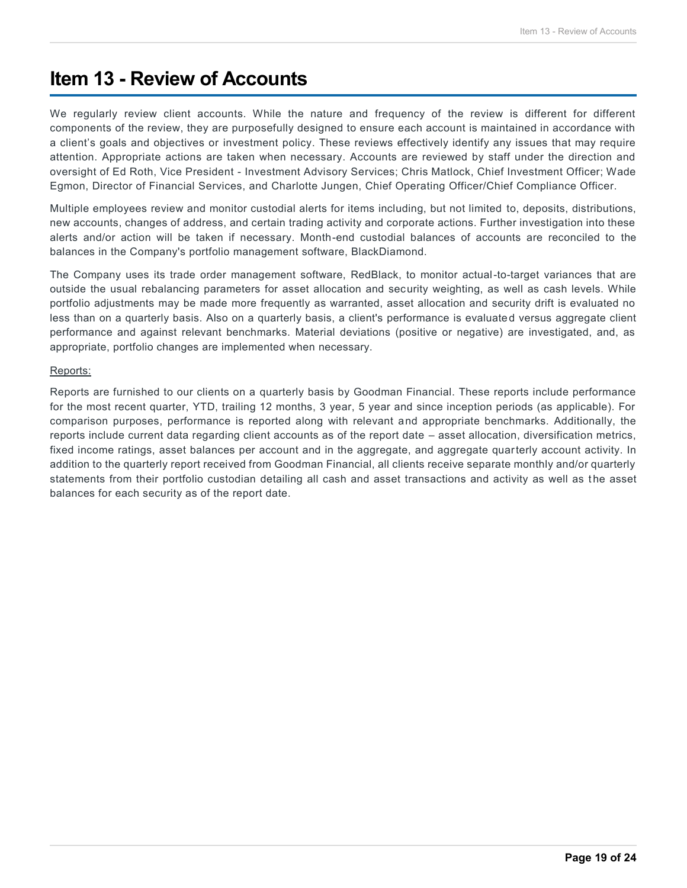# Item 13 - Review of Accounts

We regularly review client accounts. While the nature and frequency of the review is different for different components of the review, they are purposefully designed to ensure each account is maintained in accordance with a client's goals and objectives or investment policy. These reviews effectively identify any issues that may require attention. Appropriate actions are taken when necessary. Accounts are reviewed by staff under the direction and oversight of Ed Roth, Vice President - Investment Advisory Services; Chris Matlock, Chief Investment Officer; Wade Egmon, Director of Financial Services, and Charlotte Jungen, Chief Operating Officer/Chief Compliance Officer.

Multiple employees review and monitor custodial alerts for items including, but not limited to, deposits, distributions, new accounts, changes of address, and certain trading activity and corporate actions. Further investigation into these alerts and/or action will be taken if necessary. Month-end custodial balances of accounts are reconciled to the balances in the Company's portfolio management software, BlackDiamond.

The Company uses its trade order management software, RedBlack, to monitor actual-to-target variances that are outside the usual rebalancing parameters for asset allocation and security weighting, as well as cash levels. While portfolio adjustments may be made more frequently as warranted, asset allocation and security drift is evaluated no less than on a quarterly basis. Also on a quarterly basis, a client's performance is evaluated versus aggregate client performance and against relevant benchmarks. Material deviations (positive or negative) are investigated, and, as appropriate, portfolio changes are implemented when necessary.

Reports:

Reports are furnished to our clients on a quarterly basis by Goodman Financial. These reports include performance for the most recent quarter, YTD, trailing 12 months, 3 year, 5 year and since inception periods (as applicable). For comparison purposes, performance is reported along with relevant and appropriate benchmarks. Additionally, the reports include current data regarding client accounts as of the report date – asset allocation, diversification metrics, fixed income ratings, asset balances per account and in the aggregate, and aggregate quarterly account activity. In addition to the quarterly report received from Goodman Financial, all clients receive separate monthly and/or quarterly statements from their portfolio custodian detailing all cash and asset transactions and activity as well as the asset balances for each security as of the report date.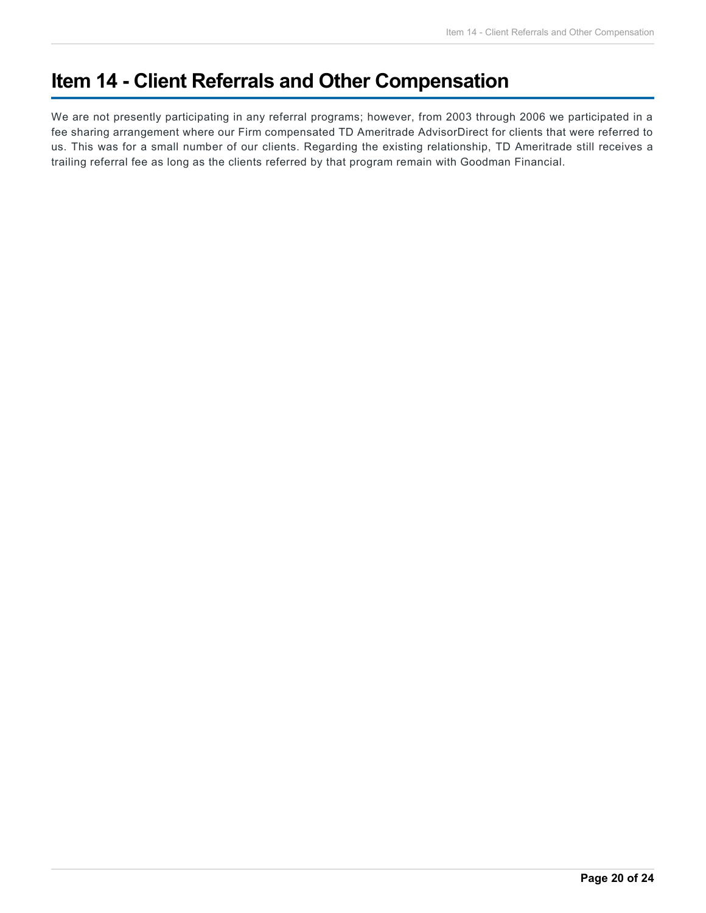# Item 14 - Client Referrals and Other Compensation

We are not presently participating in any referral programs; however, from 2003 through 2006 we participated in a fee sharing arrangement where our Firm compensated TD Ameritrade AdvisorDirect for clients that were referred to us. This was for a small number of our clients. Regarding the existing relationship, TD Ameritrade still receives a trailing referral fee as long as the clients referred by that program remain with Goodman Financial.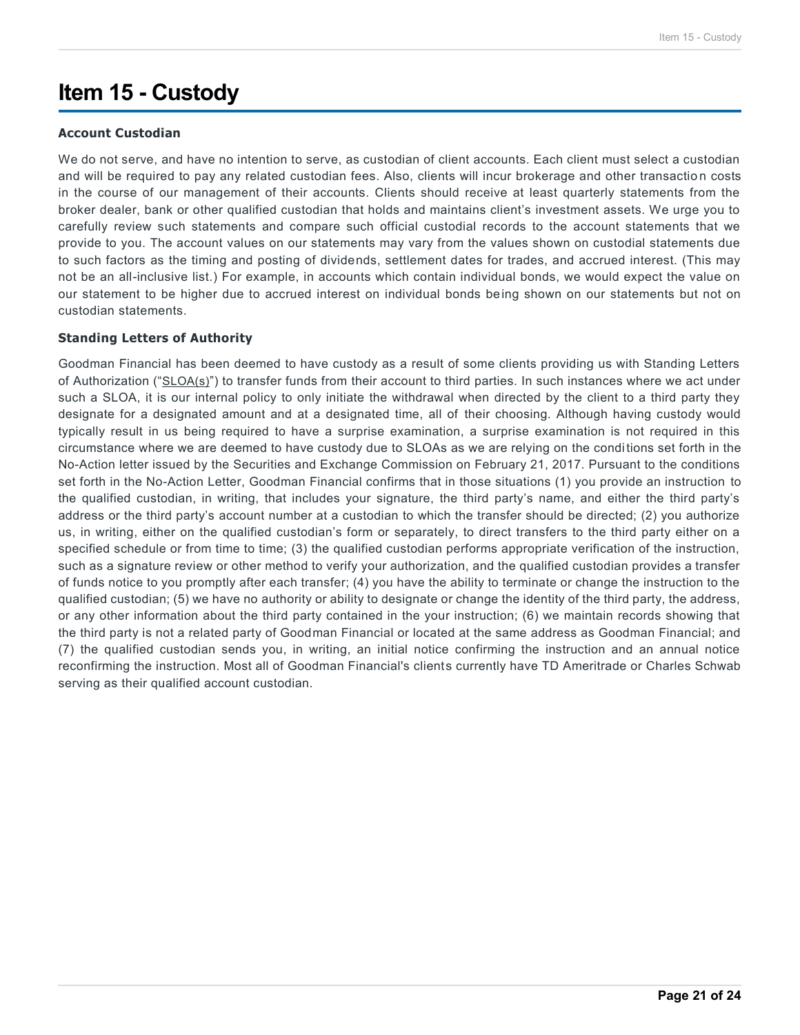# Item 15 - Custody

### Account Custodian

We do not serve, and have no intention to serve, as custodian of client accounts. Each client must select a custodian and will be required to pay any related custodian fees. Also, clients will incur brokerage and other transaction costs in the course of our management of their accounts. Clients should receive at least quarterly statements from the broker dealer, bank or other qualified custodian that holds and maintains client's investment assets. We urge you to carefully review such statements and compare such official custodial records to the account statements that we provide to you. The account values on our statements may vary from the values shown on custodial statements due to such factors as the timing and posting of dividends, settlement dates for trades, and accrued interest. (This may not be an all-inclusive list.) For example, in accounts which contain individual bonds, we would expect the value on our statement to be higher due to accrued interest on individual bonds being shown on our statements but not on custodian statements.

### Standing Letters of Authority

Goodman Financial has been deemed to have custody as a result of some clients providing us with Standing Letters of Authorization ("SLOA(s)") to transfer funds from their account to third parties. In such instances where we act under such a SLOA, it is our internal policy to only initiate the withdrawal when directed by the client to a third party they designate for a designated amount and at a designated time, all of their choosing. Although having custody would typically result in us being required to have a surprise examination, a surprise examination is not required in this circumstance where we are deemed to have custody due to SLOAs as we are relying on the conditions set forth in the No-Action letter issued by the Securities and Exchange Commission on February 21, 2017. Pursuant to the conditions set forth in the No-Action Letter, Goodman Financial confirms that in those situations (1) you provide an instruction to the qualified custodian, in writing, that includes your signature, the third party's name, and either the third party's address or the third party's account number at a custodian to which the transfer should be directed; (2) you authorize us, in writing, either on the qualified custodian's form or separately, to direct transfers to the third party either on a specified schedule or from time to time; (3) the qualified custodian performs appropriate verification of the instruction, such as a signature review or other method to verify your authorization, and the qualified custodian provides a transfer of funds notice to you promptly after each transfer; (4) you have the ability to terminate or change the instruction to the qualified custodian; (5) we have no authority or ability to designate or change the identity of the third party, the address, or any other information about the third party contained in the your instruction; (6) we maintain records showing that the third party is not a related party of Goodman Financial or located at the same address as Goodman Financial; and (7) the qualified custodian sends you, in writing, an initial notice confirming the instruction and an annual notice reconfirming the instruction. Most all of Goodman Financial's clients currently have TD Ameritrade or Charles Schwab serving as their qualified account custodian.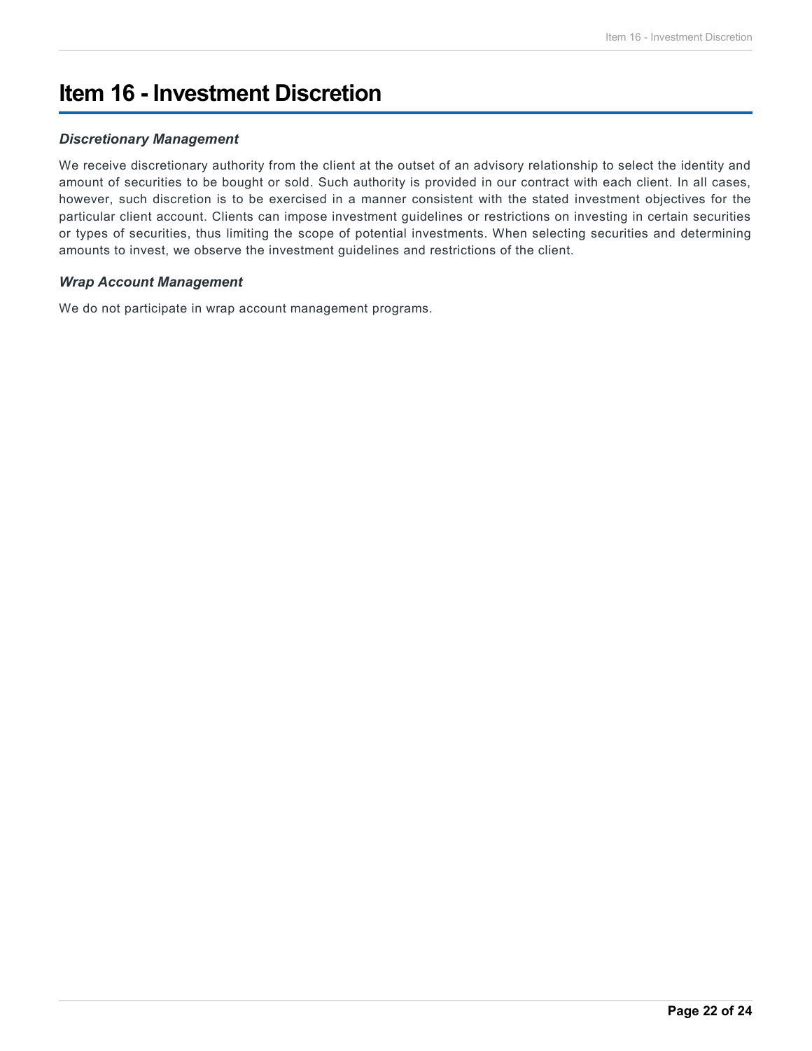# Item 16 - Investment Discretion

### *Discretionary Management*

We receive discretionary authority from the client at the outset of an advisory relationship to select the identity and amount of securities to be bought or sold. Such authority is provided in our contract with each client. In all cases, however, such discretion is to be exercised in a manner consistent with the stated investment objectives for the particular client account. Clients can impose investment guidelines or restrictions on investing in certain securities or types of securities, thus limiting the scope of potential investments. When selecting securities and determining amounts to invest, we observe the investment guidelines and restrictions of the client.

### *Wrap Account Management*

We do not participate in wrap account management programs.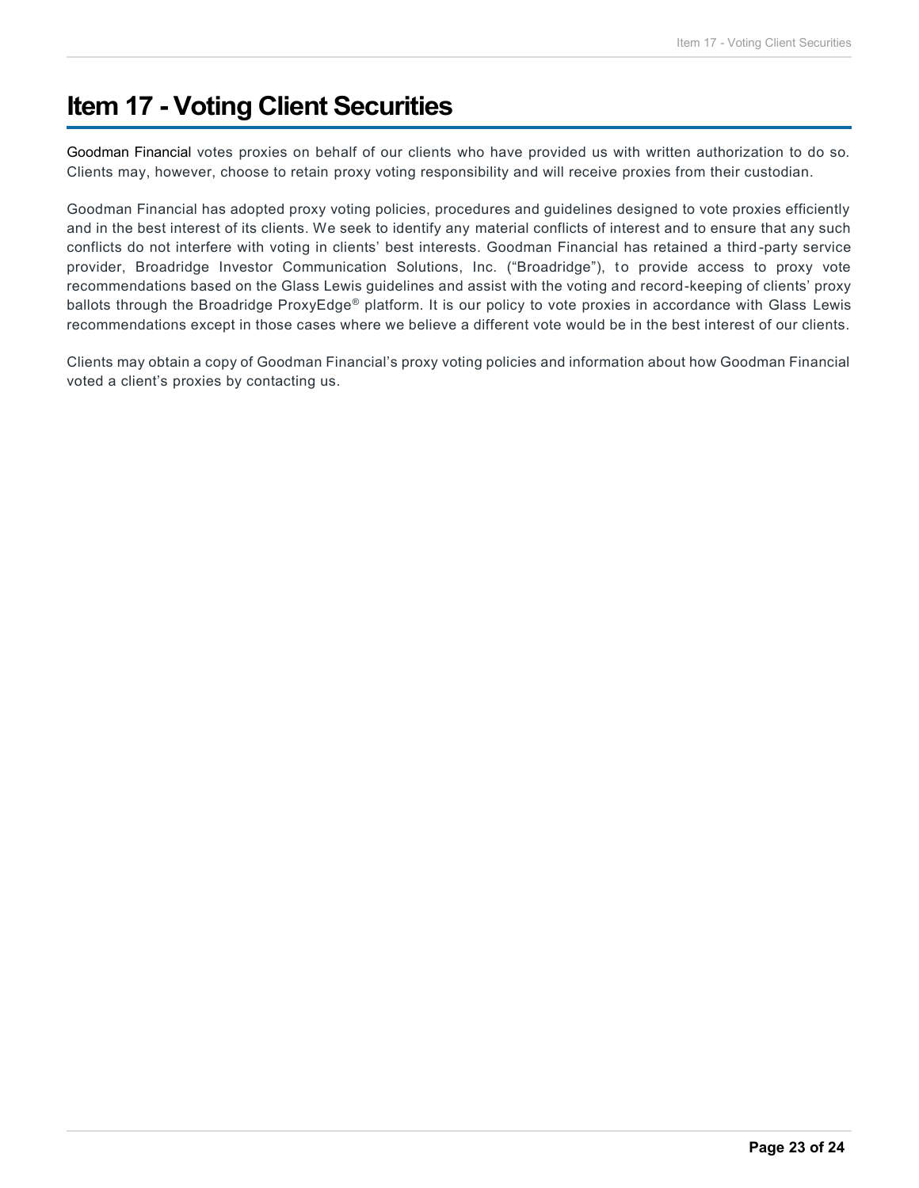# Item 17 - Voting Client Securities

Goodman Financial votes proxies on behalf of our clients who have provided us with written authorization to do so. Clients may, however, choose to retain proxy voting responsibility and will receive proxies from their custodian.

Goodman Financial has adopted proxy voting policies, procedures and guidelines designed to vote proxies efficiently and in the best interest of its clients. We seek to identify any material conflicts of interest and to ensure that any such conflicts do not interfere with voting in clients' best interests. Goodman Financial has retained a third-party service provider, Broadridge Investor Communication Solutions, Inc. ("Broadridge"), to provide access to proxy vote recommendations based on the Glass Lewis guidelines and assist with the voting and record-keeping of clients' proxy ballots through the Broadridge ProxyEdge® platform. It is our policy to vote proxies in accordance with Glass Lewis recommendations except in those cases where we believe a different vote would be in the best interest of our clients.

Clients may obtain a copy of Goodman Financial's proxy voting policies and information about how Goodman Financial voted a client's proxies by contacting us.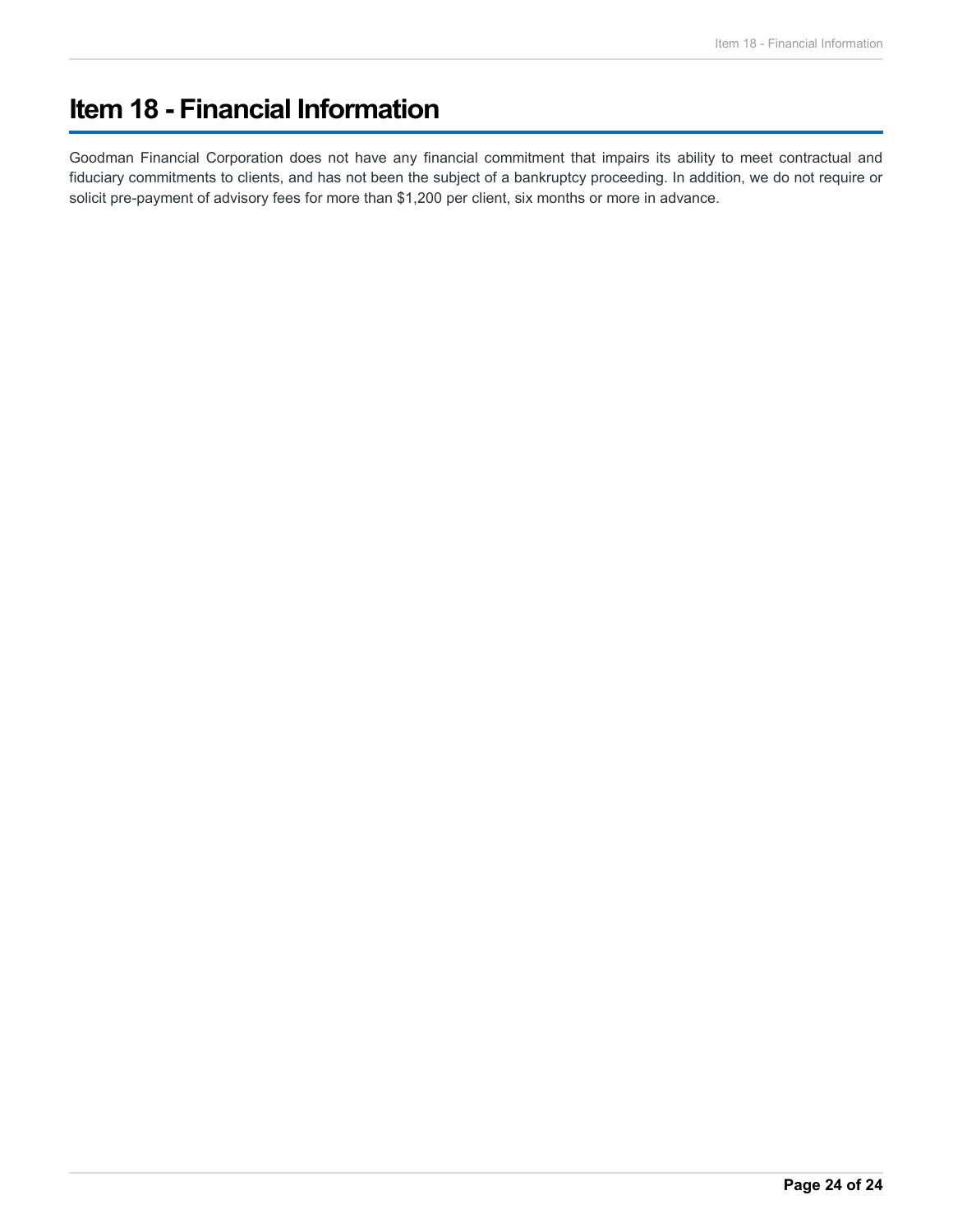# Item 18 - Financial Information

Goodman Financial Corporation does not have any financial commitment that impairs its ability to meet contractual and fiduciary commitments to clients, and has not been the subject of a bankruptcy proceeding. In addition, we do not require or solicit pre-payment of advisory fees for more than $1,200 per client, six months or more in advance.